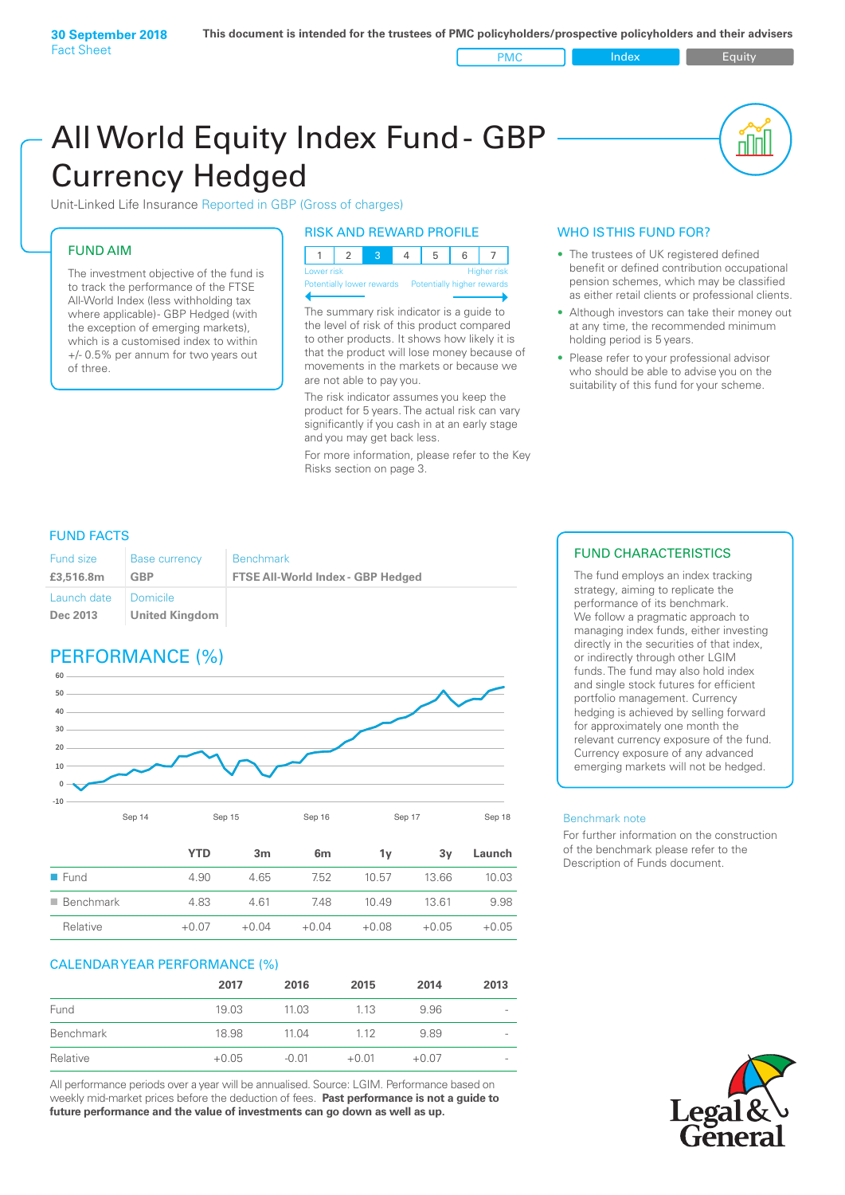**30 September 2018**
Fact Sheet

**This document is intended for the trustees of PMC policyholders/prospective policyholders and their advisers**

PMC | Index | Equity

# All World Equity Index Fund - GBP Currency Hedged

Unit-Linked Life Insurance Reported in GBP (Gross of charges)

## FUND AIM

The investment objective of the fund is to track the performance of the FTSE All-World Index (less withholding tax where applicable)- GBP Hedged (with the exception of emerging markets), which is a customised index to within +/- 0.5% per annum for two years out of three.

## RISK AND REWARD PROFILE

| 1 | 2 | 3 | 4 | 5 | 6 | 7 |
|---|---|---|---|---|---|---|

Lower risk — Higher risk
Potentially lower rewards — Potentially higher rewards

The summary risk indicator is a guide to the level of risk of this product compared to other products. It shows how likely it is that the product will lose money because of movements in the markets or because we are not able to pay you.

The risk indicator assumes you keep the product for 5 years. The actual risk can vary significantly if you cash in at an early stage and you may get back less.

For more information, please refer to the Key Risks section on page 3.

## WHO IS THIS FUND FOR?

- The trustees of UK registered defined benefit or defined contribution occupational pension schemes, which may be classified as either retail clients or professional clients.
- Although investors can take their money out at any time, the recommended minimum holding period is 5 years.
- Please refer to your professional advisor who should be able to advise you on the suitability of this fund for your scheme.

## FUND FACTS

| Fund size | Base currency | Benchmark |
|---|---|---|
| **£3,516.8m** | **GBP** | **FTSE All-World Index - GBP Hedged** |
| Launch date | Domicile | |
| **Dec 2013** | **United Kingdom** | |

## FUND CHARACTERISTICS

The fund employs an index tracking strategy, aiming to replicate the performance of its benchmark.
We follow a pragmatic approach to managing index funds, either investing directly in the securities of that index, or indirectly through other LGIM funds. The fund may also hold index and single stock futures for efficient portfolio management. Currency hedging is achieved by selling forward for approximately one month the relevant currency exposure of the fund. Currency exposure of any advanced emerging markets will not be hedged.

## PERFORMANCE (%)

| | YTD | 3m | 6m | 1y | 3y | Launch |
|---|---|---|---|---|---|---|
| Fund | 4.90 | 4.65 | 7.52 | 10.57 | 13.66 | 10.03 |
| Benchmark | 4.83 | 4.61 | 7.48 | 10.49 | 13.61 | 9.98 |
| Relative | +0.07 | +0.04 | +0.04 | +0.08 | +0.05 | +0.05 |

## CALENDAR YEAR PERFORMANCE (%)

| | 2017 | 2016 | 2015 | 2014 | 2013 |
|---|---|---|---|---|---|
| Fund | 19.03 | 11.03 | 1.13 | 9.96 | - |
| Benchmark | 18.98 | 11.04 | 1.12 | 9.89 | - |
| Relative | +0.05 | -0.01 | +0.01 | +0.07 | - |

All performance periods over a year will be annualised. Source: LGIM. Performance based on weekly mid-market prices before the deduction of fees. **Past performance is not a guide to future performance and the value of investments can go down as well as up.**

Benchmark note

For further information on the construction of the benchmark please refer to the Description of Funds document.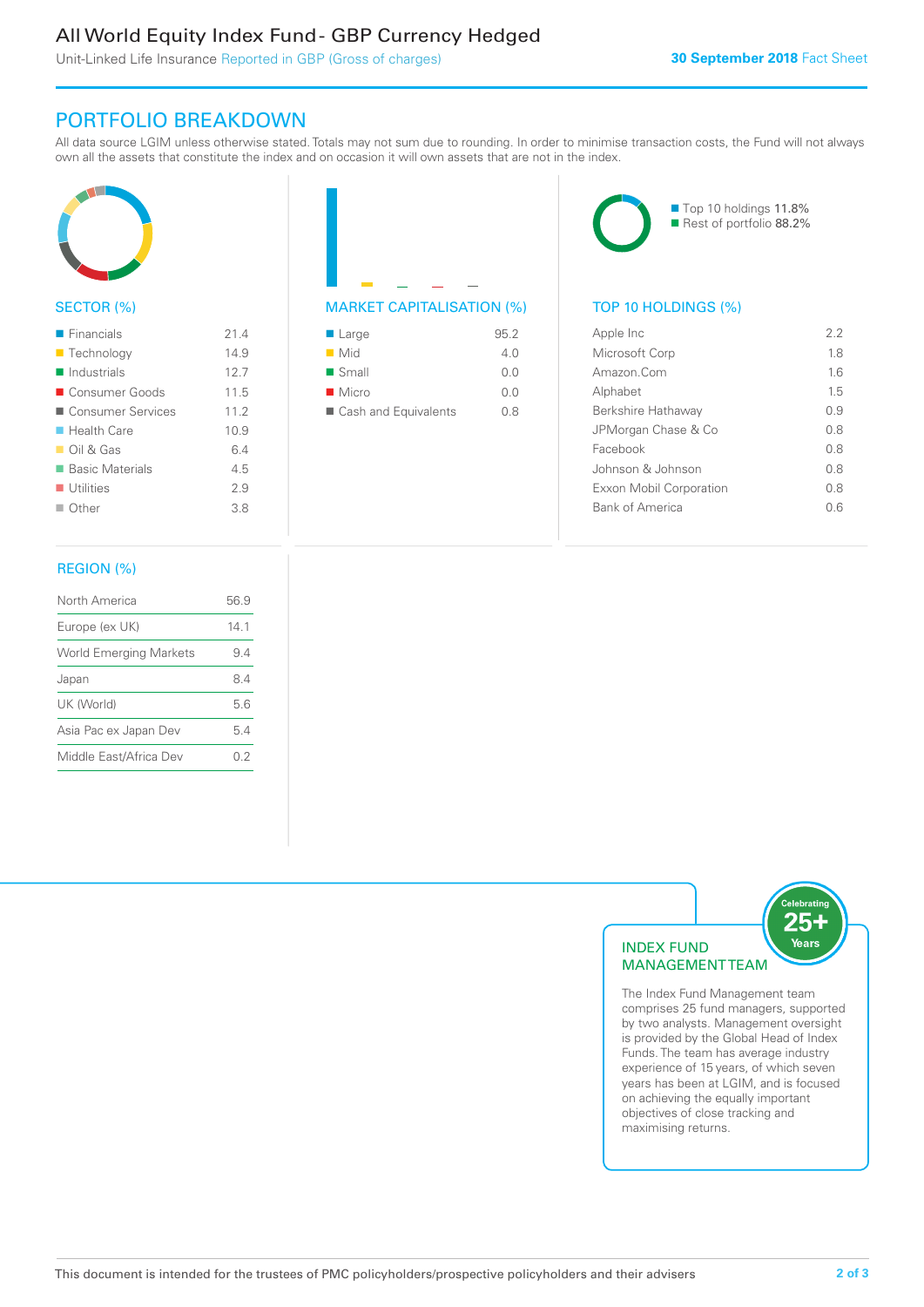# All World Equity Index Fund - GBP Currency Hedged

Unit-Linked Life Insurance Reported in GBP (Gross of charges)

**30 September 2018** Fact Sheet

## PORTFOLIO BREAKDOWN

All data source LGIM unless otherwise stated. Totals may not sum due to rounding. In order to minimise transaction costs, the Fund will not always own all the assets that constitute the index and on occasion it will own assets that are not in the index.

### SECTOR (%)

| Sector | % |
|---|---|
| Financials | 21.4 |
| Technology | 14.9 |
| Industrials | 12.7 |
| Consumer Goods | 11.5 |
| Consumer Services | 11.2 |
| Health Care | 10.9 |
| Oil & Gas | 6.4 |
| Basic Materials | 4.5 |
| Utilities | 2.9 |
| Other | 3.8 |

### MARKET CAPITALISATION (%)

| Market Capitalisation | % |
|---|---|
| Large | 95.2 |
| Mid | 4.0 |
| Small | 0.0 |
| Micro | 0.0 |
| Cash and Equivalents | 0.8 |

Top 10 holdings 11.8%
Rest of portfolio 88.2%

### TOP 10 HOLDINGS (%)

| Holding | % |
|---|---|
| Apple Inc | 2.2 |
| Microsoft Corp | 1.8 |
| Amazon.Com | 1.6 |
| Alphabet | 1.5 |
| Berkshire Hathaway | 0.9 |
| JPMorgan Chase & Co | 0.8 |
| Facebook | 0.8 |
| Johnson & Johnson | 0.8 |
| Exxon Mobil Corporation | 0.8 |
| Bank of America | 0.6 |

### REGION (%)

| Region | % |
|---|---|
| North America | 56.9 |
| Europe (ex UK) | 14.1 |
| World Emerging Markets | 9.4 |
| Japan | 8.4 |
| UK (World) | 5.6 |
| Asia Pac ex Japan Dev | 5.4 |
| Middle East/Africa Dev | 0.2 |

### INDEX FUND MANAGEMENT TEAM

Celebrating 25+ Years

The Index Fund Management team comprises 25 fund managers, supported by two analysts. Management oversight is provided by the Global Head of Index Funds. The team has average industry experience of 15 years, of which seven years has been at LGIM, and is focused on achieving the equally important objectives of close tracking and maximising returns.

This document is intended for the trustees of PMC policyholders/prospective policyholders and their advisers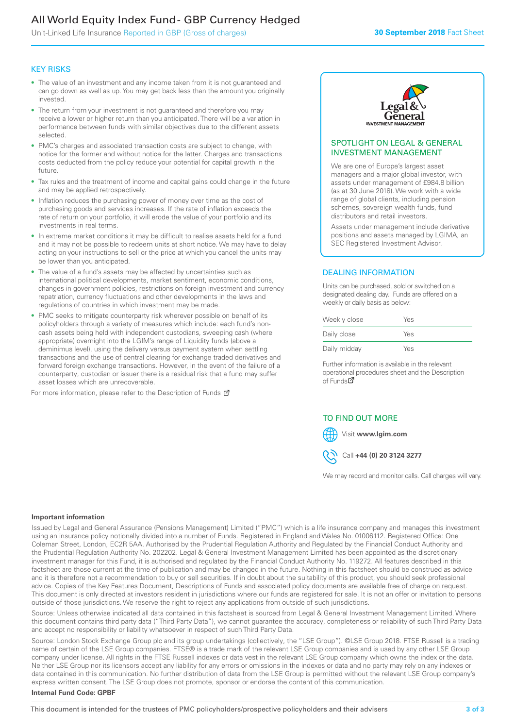# All World Equity Index Fund - GBP Currency Hedged

Unit-Linked Life Insurance Reported in GBP (Gross of charges)

**30 September 2018** Fact Sheet

## KEY RISKS

- The value of an investment and any income taken from it is not guaranteed and can go down as well as up. You may get back less than the amount you originally invested.
- The return from your investment is not guaranteed and therefore you may receive a lower or higher return than you anticipated. There will be a variation in performance between funds with similar objectives due to the different assets selected.
- PMC's charges and associated transaction costs are subject to change, with notice for the former and without notice for the latter. Charges and transactions costs deducted from the policy reduce your potential for capital growth in the future.
- Tax rules and the treatment of income and capital gains could change in the future and may be applied retrospectively.
- Inflation reduces the purchasing power of money over time as the cost of purchasing goods and services increases. If the rate of inflation exceeds the rate of return on your portfolio, it will erode the value of your portfolio and its investments in real terms.
- In extreme market conditions it may be difficult to realise assets held for a fund and it may not be possible to redeem units at short notice. We may have to delay acting on your instructions to sell or the price at which you cancel the units may be lower than you anticipated.
- The value of a fund's assets may be affected by uncertainties such as international political developments, market sentiment, economic conditions, changes in government policies, restrictions on foreign investment and currency repatriation, currency fluctuations and other developments in the laws and regulations of countries in which investment may be made.
- PMC seeks to mitigate counterparty risk wherever possible on behalf of its policyholders through a variety of measures which include: each fund's non-cash assets being held with independent custodians, sweeping cash (where appropriate) overnight into the LGIM's range of Liquidity funds (above a deminimus level), using the delivery versus payment system when settling transactions and the use of central clearing for exchange traded derivatives and forward foreign exchange transactions. However, in the event of the failure of a counterparty, custodian or issuer there is a residual risk that a fund may suffer asset losses which are unrecoverable.

For more information, please refer to the Description of Funds

## SPOTLIGHT ON LEGAL & GENERAL INVESTMENT MANAGEMENT

We are one of Europe's largest asset managers and a major global investor, with assets under management of £984.8 billion (as at 30 June 2018). We work with a wide range of global clients, including pension schemes, sovereign wealth funds, fund distributors and retail investors.

Assets under management include derivative positions and assets managed by LGIMA, an SEC Registered Investment Advisor.

## DEALING INFORMATION

Units can be purchased, sold or switched on a designated dealing day. Funds are offered on a weekly or daily basis as below:

| | |
|---|---|
| Weekly close | Yes |
| Daily close | Yes |
| Daily midday | Yes |

Further information is available in the relevant operational procedures sheet and the Description of Funds

## TO FIND OUT MORE

Visit **www.lgim.com**

Call **+44 (0) 20 3124 3277**

We may record and monitor calls. Call charges will vary.

**Important information**

Issued by Legal and General Assurance (Pensions Management) Limited ("PMC") which is a life insurance company and manages this investment using an insurance policy notionally divided into a number of Funds. Registered in England and Wales No. 01006112. Registered Office: One Coleman Street, London, EC2R 5AA. Authorised by the Prudential Regulation Authority and Regulated by the Financial Conduct Authority and the Prudential Regulation Authority No. 202202. Legal & General Investment Management Limited has been appointed as the discretionary investment manager for this Fund, it is authorised and regulated by the Financial Conduct Authority No. 119272. All features described in this factsheet are those current at the time of publication and may be changed in the future. Nothing in this factsheet should be construed as advice and it is therefore not a recommendation to buy or sell securities. If in doubt about the suitability of this product, you should seek professional advice. Copies of the Key Features Document, Descriptions of Funds and associated policy documents are available free of charge on request. This document is only directed at investors resident in jurisdictions where our funds are registered for sale. It is not an offer or invitation to persons outside of those jurisdictions. We reserve the right to reject any applications from outside of such jurisdictions.

Source: Unless otherwise indicated all data contained in this factsheet is sourced from Legal & General Investment Management Limited. Where this document contains third party data ("Third Party Data"), we cannot guarantee the accuracy, completeness or reliability of such Third Party Data and accept no responsibility or liability whatsoever in respect of such Third Party Data.

Source: London Stock Exchange Group plc and its group undertakings (collectively, the "LSE Group"). ©LSE Group 2018. FTSE Russell is a trading name of certain of the LSE Group companies. FTSE® is a trade mark of the relevant LSE Group companies and is used by any other LSE Group company under license. All rights in the FTSE Russell indexes or data vest in the relevant LSE Group company which owns the index or the data. Neither LSE Group nor its licensors accept any liability for any errors or omissions in the indexes or data and no party may rely on any indexes or data contained in this communication. No further distribution of data from the LSE Group is permitted without the relevant LSE Group company's express written consent. The LSE Group does not promote, sponsor or endorse the content of this communication.

**Internal Fund Code: GPBF**

This document is intended for the trustees of PMC policyholders/prospective policyholders and their advisers